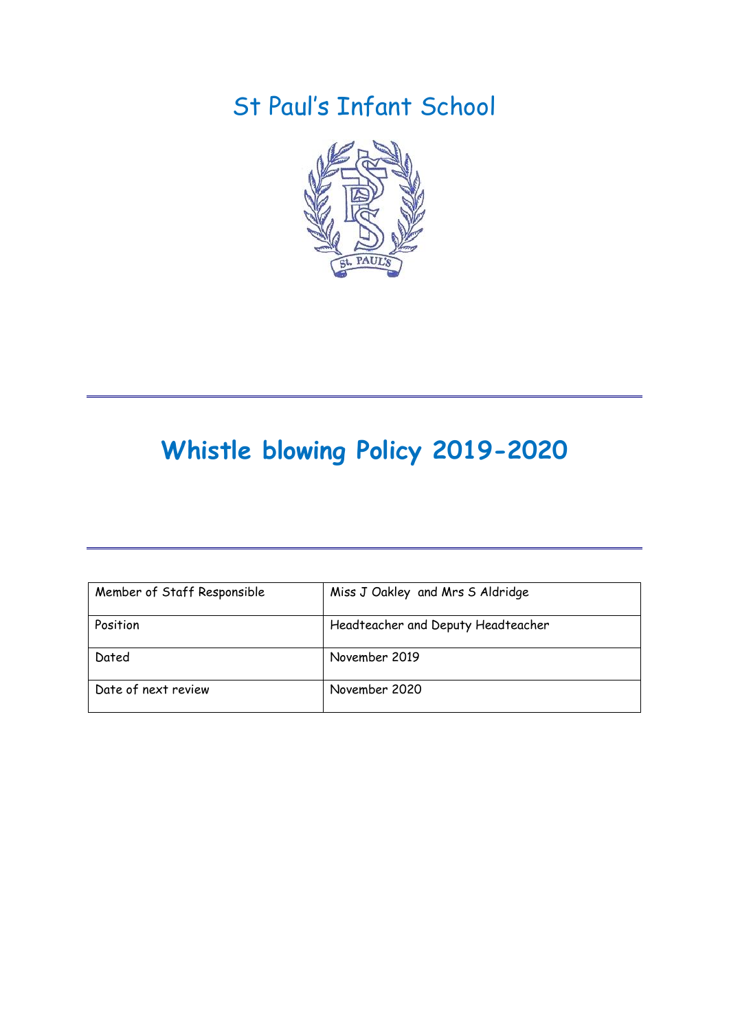# St Paul's Infant School

# Whistle blowing Policy 2019-2020

| Member of Staff Responsible | Miss J Oakley and Mrs S Aldridge |
|---|---|
| Position | Headteacher and Deputy Headteacher |
| Dated | November 2019 |
| Date of next review | November 2020 |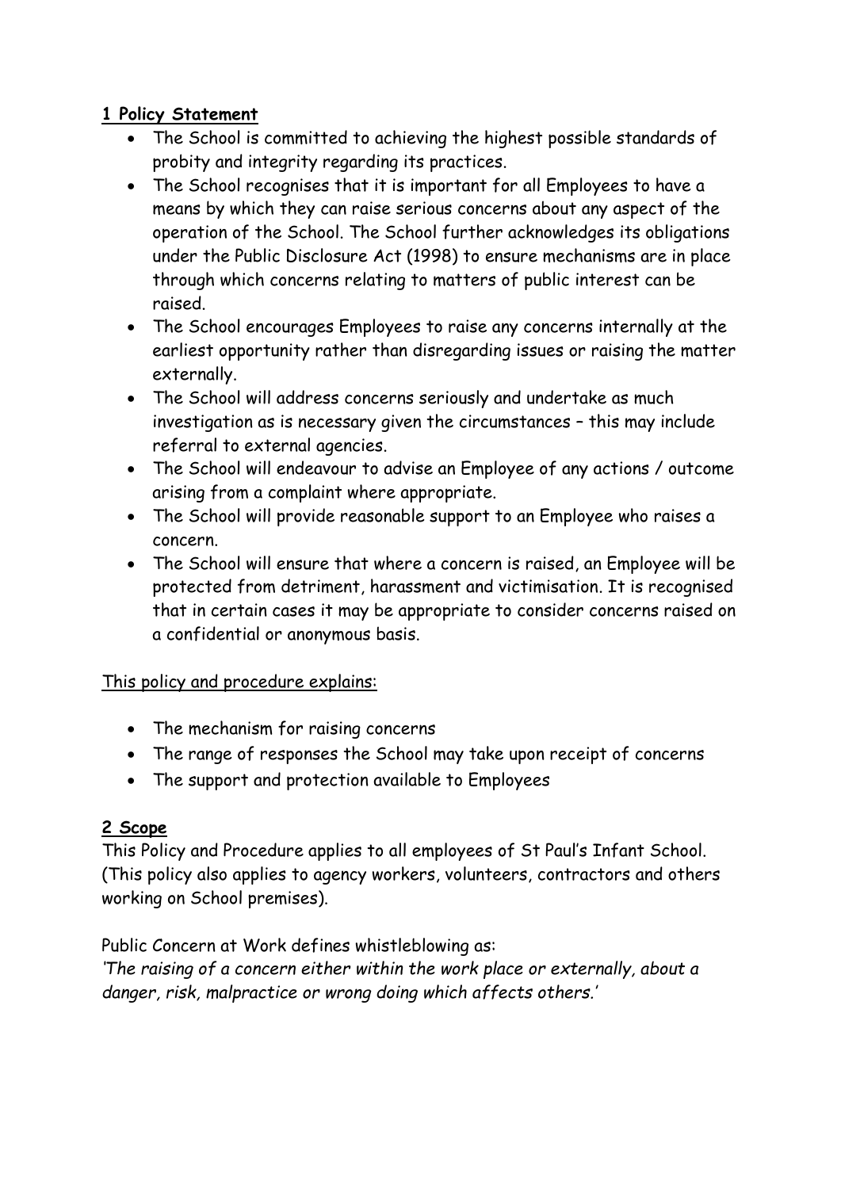## **1 Policy Statement**

- The School is committed to achieving the highest possible standards of probity and integrity regarding its practices.
- The School recognises that it is important for all Employees to have a means by which they can raise serious concerns about any aspect of the operation of the School. The School further acknowledges its obligations under the Public Disclosure Act (1998) to ensure mechanisms are in place through which concerns relating to matters of public interest can be raised.
- The School encourages Employees to raise any concerns internally at the earliest opportunity rather than disregarding issues or raising the matter externally.
- The School will address concerns seriously and undertake as much investigation as is necessary given the circumstances – this may include referral to external agencies.
- The School will endeavour to advise an Employee of any actions / outcome arising from a complaint where appropriate.
- The School will provide reasonable support to an Employee who raises a concern.
- The School will ensure that where a concern is raised, an Employee will be protected from detriment, harassment and victimisation. It is recognised that in certain cases it may be appropriate to consider concerns raised on a confidential or anonymous basis.

<u>This policy and procedure explains:</u>

- The mechanism for raising concerns
- The range of responses the School may take upon receipt of concerns
- The support and protection available to Employees

## **2 Scope**

This Policy and Procedure applies to all employees of St Paul's Infant School. (This policy also applies to agency workers, volunteers, contractors and others working on School premises).

Public Concern at Work defines whistleblowing as:
*'The raising of a concern either within the work place or externally, about a danger, risk, malpractice or wrong doing which affects others.'*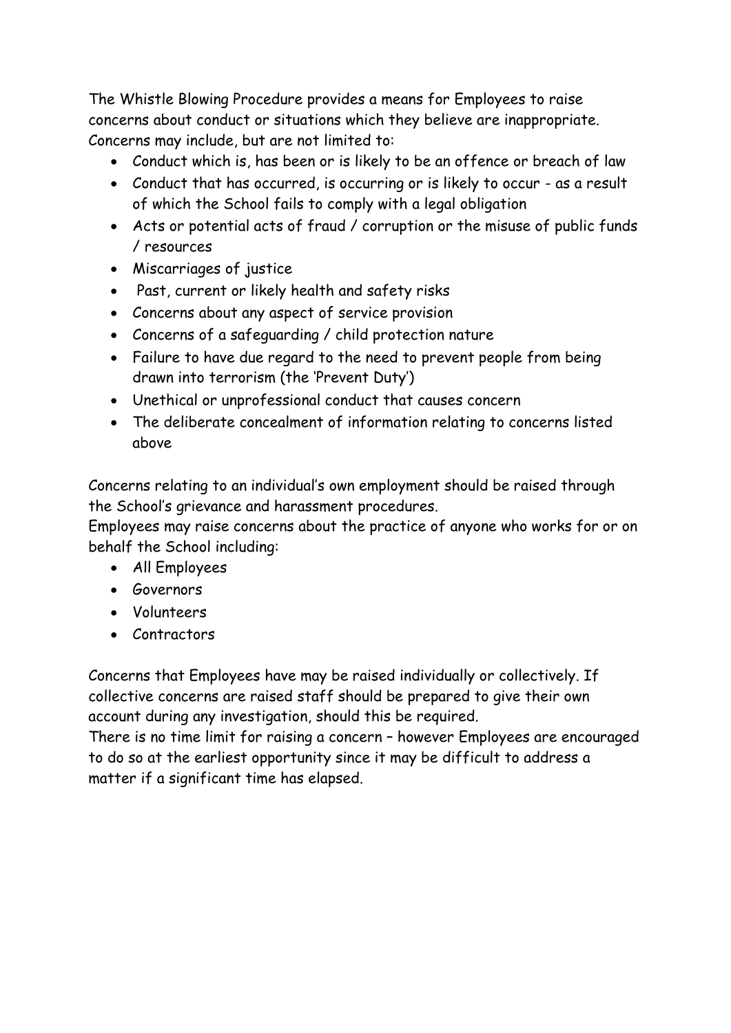The Whistle Blowing Procedure provides a means for Employees to raise concerns about conduct or situations which they believe are inappropriate. Concerns may include, but are not limited to:

- Conduct which is, has been or is likely to be an offence or breach of law
- Conduct that has occurred, is occurring or is likely to occur - as a result of which the School fails to comply with a legal obligation
- Acts or potential acts of fraud / corruption or the misuse of public funds / resources
- Miscarriages of justice
- Past, current or likely health and safety risks
- Concerns about any aspect of service provision
- Concerns of a safeguarding / child protection nature
- Failure to have due regard to the need to prevent people from being drawn into terrorism (the 'Prevent Duty')
- Unethical or unprofessional conduct that causes concern
- The deliberate concealment of information relating to concerns listed above

Concerns relating to an individual's own employment should be raised through the School's grievance and harassment procedures.
Employees may raise concerns about the practice of anyone who works for or on behalf the School including:

- All Employees
- Governors
- Volunteers
- Contractors

Concerns that Employees have may be raised individually or collectively. If collective concerns are raised staff should be prepared to give their own account during any investigation, should this be required.
There is no time limit for raising a concern – however Employees are encouraged to do so at the earliest opportunity since it may be difficult to address a matter if a significant time has elapsed.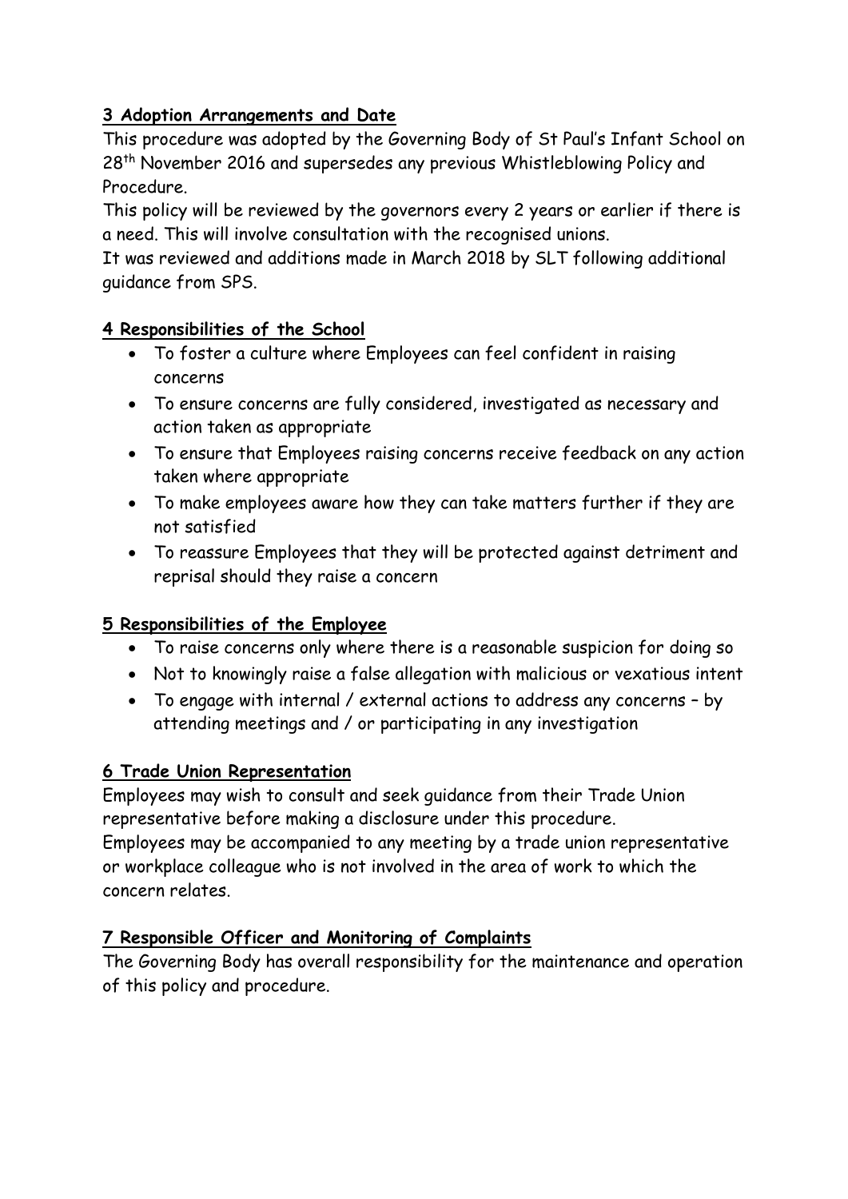## 3 Adoption Arrangements and Date

This procedure was adopted by the Governing Body of St Paul's Infant School on 28th November 2016 and supersedes any previous Whistleblowing Policy and Procedure.

This policy will be reviewed by the governors every 2 years or earlier if there is a need. This will involve consultation with the recognised unions.

It was reviewed and additions made in March 2018 by SLT following additional guidance from SPS.

## 4 Responsibilities of the School

- To foster a culture where Employees can feel confident in raising concerns
- To ensure concerns are fully considered, investigated as necessary and action taken as appropriate
- To ensure that Employees raising concerns receive feedback on any action taken where appropriate
- To make employees aware how they can take matters further if they are not satisfied
- To reassure Employees that they will be protected against detriment and reprisal should they raise a concern

## 5 Responsibilities of the Employee

- To raise concerns only where there is a reasonable suspicion for doing so
- Not to knowingly raise a false allegation with malicious or vexatious intent
- To engage with internal / external actions to address any concerns – by attending meetings and / or participating in any investigation

## 6 Trade Union Representation

Employees may wish to consult and seek guidance from their Trade Union representative before making a disclosure under this procedure.

Employees may be accompanied to any meeting by a trade union representative or workplace colleague who is not involved in the area of work to which the concern relates.

## 7 Responsible Officer and Monitoring of Complaints

The Governing Body has overall responsibility for the maintenance and operation of this policy and procedure.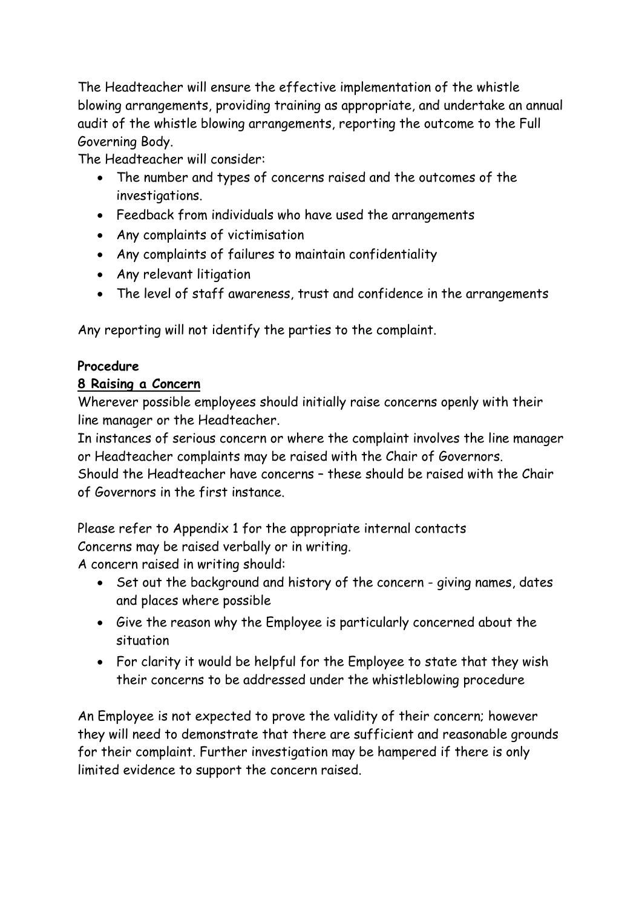The Headteacher will ensure the effective implementation of the whistle blowing arrangements, providing training as appropriate, and undertake an annual audit of the whistle blowing arrangements, reporting the outcome to the Full Governing Body.

The Headteacher will consider:

- The number and types of concerns raised and the outcomes of the investigations.
- Feedback from individuals who have used the arrangements
- Any complaints of victimisation
- Any complaints of failures to maintain confidentiality
- Any relevant litigation
- The level of staff awareness, trust and confidence in the arrangements

Any reporting will not identify the parties to the complaint.

**Procedure**

**8 Raising a Concern**

Wherever possible employees should initially raise concerns openly with their line manager or the Headteacher.

In instances of serious concern or where the complaint involves the line manager or Headteacher complaints may be raised with the Chair of Governors.

Should the Headteacher have concerns – these should be raised with the Chair of Governors in the first instance.

Please refer to Appendix 1 for the appropriate internal contacts

Concerns may be raised verbally or in writing.

A concern raised in writing should:

- Set out the background and history of the concern - giving names, dates and places where possible
- Give the reason why the Employee is particularly concerned about the situation
- For clarity it would be helpful for the Employee to state that they wish their concerns to be addressed under the whistleblowing procedure

An Employee is not expected to prove the validity of their concern; however they will need to demonstrate that there are sufficient and reasonable grounds for their complaint. Further investigation may be hampered if there is only limited evidence to support the concern raised.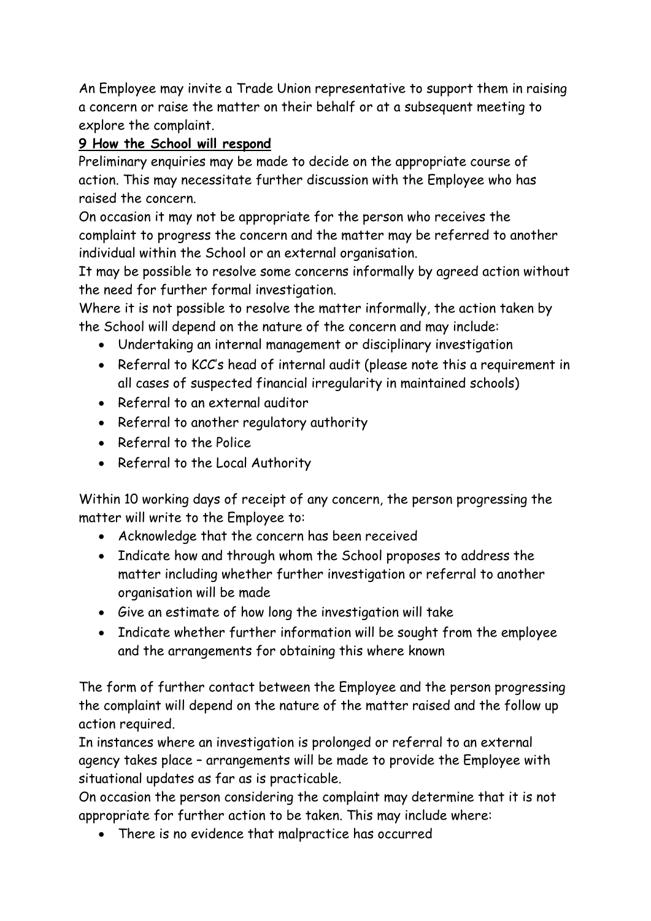An Employee may invite a Trade Union representative to support them in raising a concern or raise the matter on their behalf or at a subsequent meeting to explore the complaint.

## 9 How the School will respond

Preliminary enquiries may be made to decide on the appropriate course of action. This may necessitate further discussion with the Employee who has raised the concern.

On occasion it may not be appropriate for the person who receives the complaint to progress the concern and the matter may be referred to another individual within the School or an external organisation.

It may be possible to resolve some concerns informally by agreed action without the need for further formal investigation.

Where it is not possible to resolve the matter informally, the action taken by the School will depend on the nature of the concern and may include:

- Undertaking an internal management or disciplinary investigation
- Referral to KCC's head of internal audit (please note this a requirement in all cases of suspected financial irregularity in maintained schools)
- Referral to an external auditor
- Referral to another regulatory authority
- Referral to the Police
- Referral to the Local Authority

Within 10 working days of receipt of any concern, the person progressing the matter will write to the Employee to:

- Acknowledge that the concern has been received
- Indicate how and through whom the School proposes to address the matter including whether further investigation or referral to another organisation will be made
- Give an estimate of how long the investigation will take
- Indicate whether further information will be sought from the employee and the arrangements for obtaining this where known

The form of further contact between the Employee and the person progressing the complaint will depend on the nature of the matter raised and the follow up action required.

In instances where an investigation is prolonged or referral to an external agency takes place – arrangements will be made to provide the Employee with situational updates as far as is practicable.

On occasion the person considering the complaint may determine that it is not appropriate for further action to be taken. This may include where:

- There is no evidence that malpractice has occurred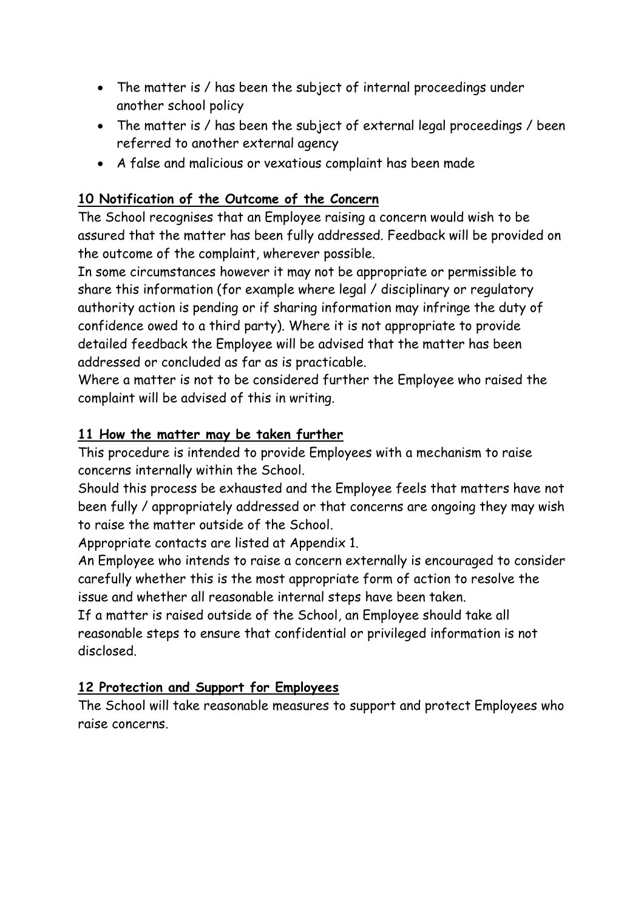- The matter is / has been the subject of internal proceedings under another school policy
- The matter is / has been the subject of external legal proceedings / been referred to another external agency
- A false and malicious or vexatious complaint has been made

## 10 Notification of the Outcome of the Concern

The School recognises that an Employee raising a concern would wish to be assured that the matter has been fully addressed. Feedback will be provided on the outcome of the complaint, wherever possible.

In some circumstances however it may not be appropriate or permissible to share this information (for example where legal / disciplinary or regulatory authority action is pending or if sharing information may infringe the duty of confidence owed to a third party). Where it is not appropriate to provide detailed feedback the Employee will be advised that the matter has been addressed or concluded as far as is practicable.

Where a matter is not to be considered further the Employee who raised the complaint will be advised of this in writing.

## 11 How the matter may be taken further

This procedure is intended to provide Employees with a mechanism to raise concerns internally within the School.

Should this process be exhausted and the Employee feels that matters have not been fully / appropriately addressed or that concerns are ongoing they may wish to raise the matter outside of the School.

Appropriate contacts are listed at Appendix 1.

An Employee who intends to raise a concern externally is encouraged to consider carefully whether this is the most appropriate form of action to resolve the issue and whether all reasonable internal steps have been taken.

If a matter is raised outside of the School, an Employee should take all reasonable steps to ensure that confidential or privileged information is not disclosed.

## 12 Protection and Support for Employees

The School will take reasonable measures to support and protect Employees who raise concerns.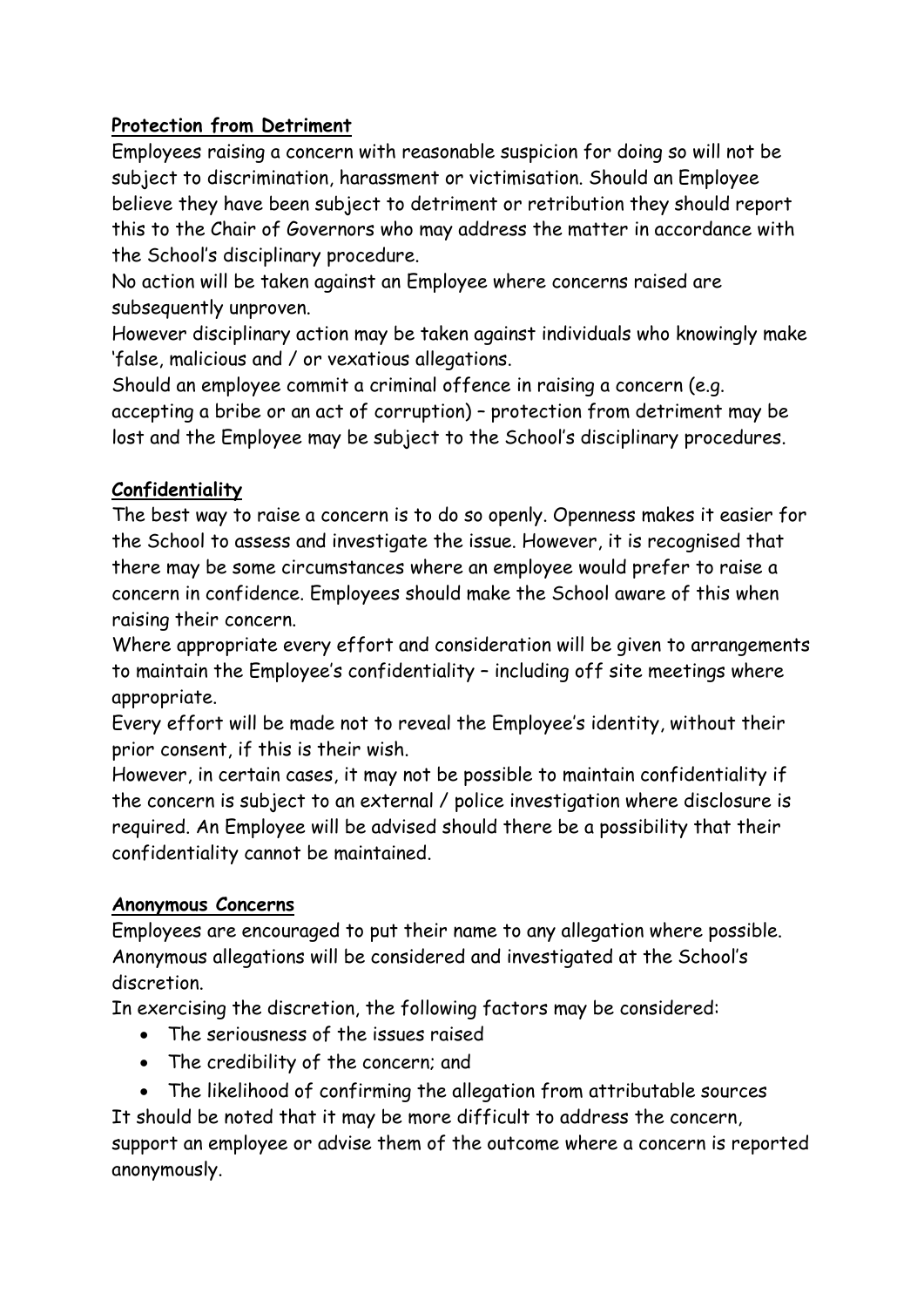**Protection from Detriment**

Employees raising a concern with reasonable suspicion for doing so will not be subject to discrimination, harassment or victimisation. Should an Employee believe they have been subject to detriment or retribution they should report this to the Chair of Governors who may address the matter in accordance with the School's disciplinary procedure.

No action will be taken against an Employee where concerns raised are subsequently unproven.

However disciplinary action may be taken against individuals who knowingly make 'false, malicious and / or vexatious allegations.

Should an employee commit a criminal offence in raising a concern (e.g. accepting a bribe or an act of corruption) – protection from detriment may be lost and the Employee may be subject to the School's disciplinary procedures.

**Confidentiality**

The best way to raise a concern is to do so openly. Openness makes it easier for the School to assess and investigate the issue. However, it is recognised that there may be some circumstances where an employee would prefer to raise a concern in confidence. Employees should make the School aware of this when raising their concern.

Where appropriate every effort and consideration will be given to arrangements to maintain the Employee's confidentiality – including off site meetings where appropriate.

Every effort will be made not to reveal the Employee's identity, without their prior consent, if this is their wish.

However, in certain cases, it may not be possible to maintain confidentiality if the concern is subject to an external / police investigation where disclosure is required. An Employee will be advised should there be a possibility that their confidentiality cannot be maintained.

**Anonymous Concerns**

Employees are encouraged to put their name to any allegation where possible. Anonymous allegations will be considered and investigated at the School's discretion.

In exercising the discretion, the following factors may be considered:

- The seriousness of the issues raised
- The credibility of the concern; and
- The likelihood of confirming the allegation from attributable sources

It should be noted that it may be more difficult to address the concern, support an employee or advise them of the outcome where a concern is reported anonymously.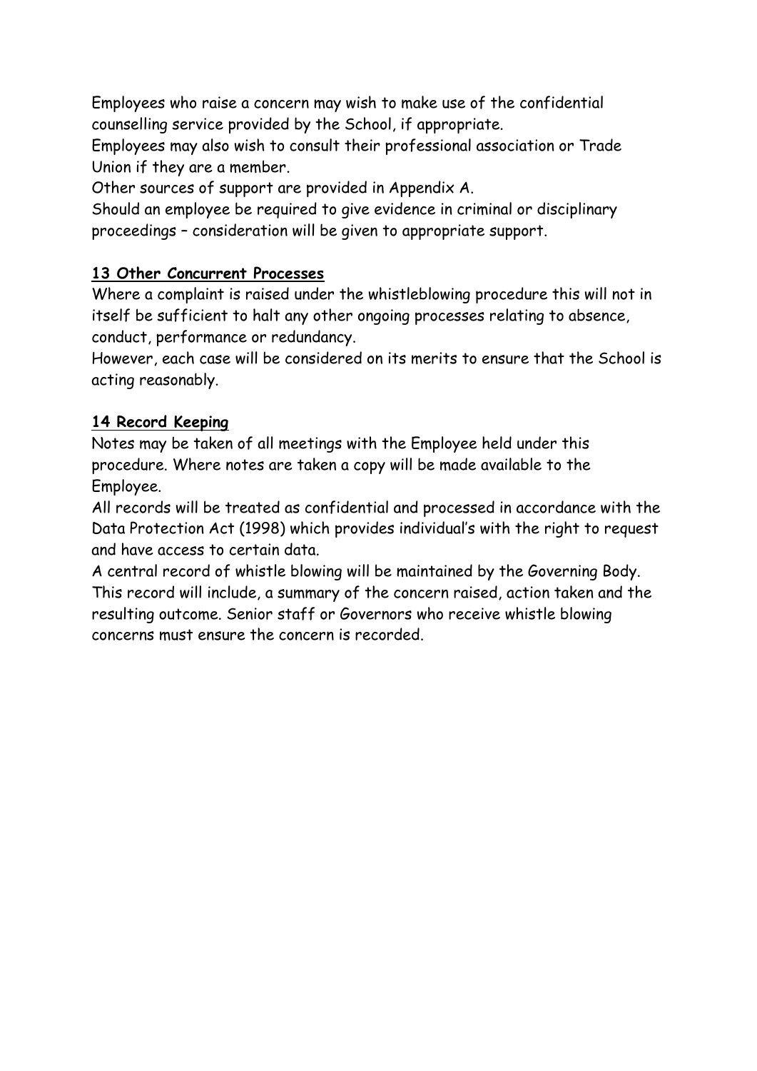Employees who raise a concern may wish to make use of the confidential counselling service provided by the School, if appropriate.

Employees may also wish to consult their professional association or Trade Union if they are a member.

Other sources of support are provided in Appendix A.

Should an employee be required to give evidence in criminal or disciplinary proceedings – consideration will be given to appropriate support.

## 13 Other Concurrent Processes

Where a complaint is raised under the whistleblowing procedure this will not in itself be sufficient to halt any other ongoing processes relating to absence, conduct, performance or redundancy.

However, each case will be considered on its merits to ensure that the School is acting reasonably.

## 14 Record Keeping

Notes may be taken of all meetings with the Employee held under this procedure. Where notes are taken a copy will be made available to the Employee.

All records will be treated as confidential and processed in accordance with the Data Protection Act (1998) which provides individual's with the right to request and have access to certain data.

A central record of whistle blowing will be maintained by the Governing Body. This record will include, a summary of the concern raised, action taken and the resulting outcome. Senior staff or Governors who receive whistle blowing concerns must ensure the concern is recorded.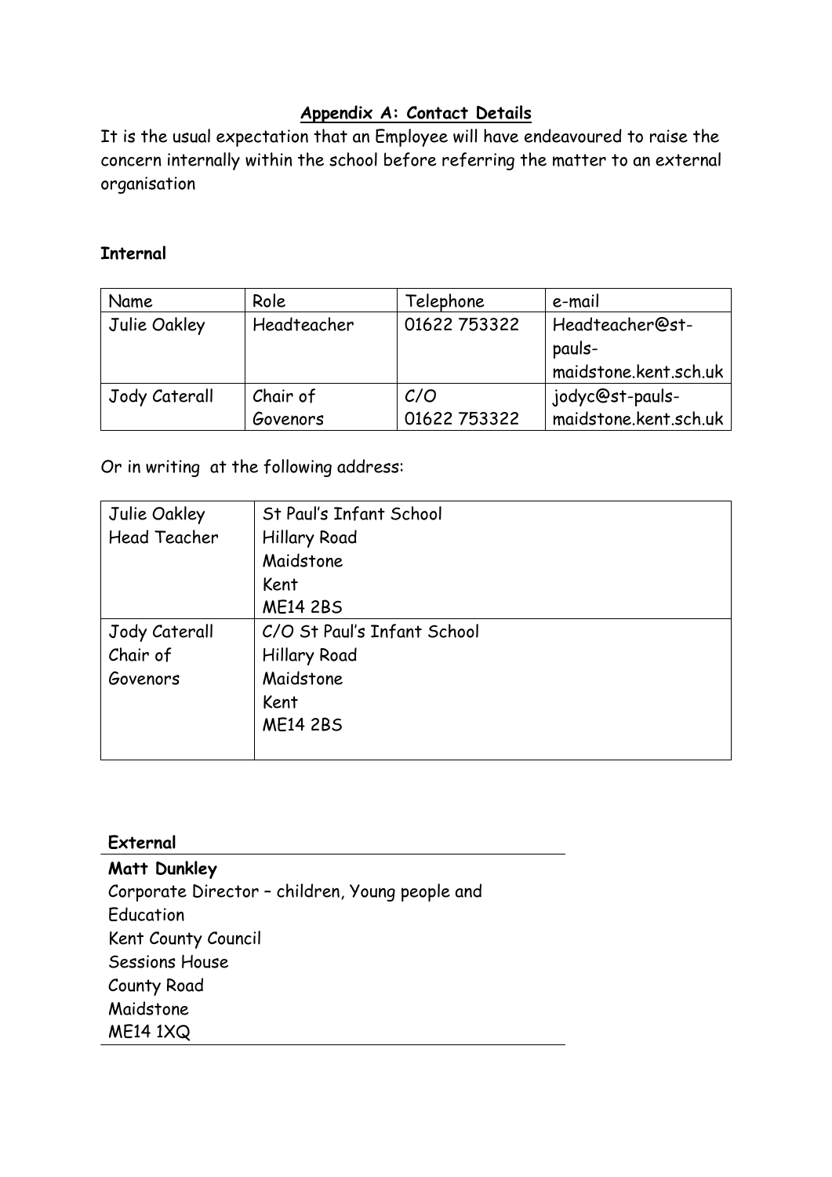## Appendix A: Contact Details

It is the usual expectation that an Employee will have endeavoured to raise the concern internally within the school before referring the matter to an external organisation

**Internal**

| Name | Role | Telephone | e-mail |
|---|---|---|---|
| Julie Oakley | Headteacher | 01622 753322 | Headteacher@st-pauls-maidstone.kent.sch.uk |
| Jody Caterall | Chair of Govenors | C/O 01622 753322 | jodyc@st-pauls-maidstone.kent.sch.uk |

Or in writing at the following address:

| | |
|---|---|
| Julie Oakley<br>Head Teacher | St Paul's Infant School<br>Hillary Road<br>Maidstone<br>Kent<br>ME14 2BS |
| Jody Caterall<br>Chair of Govenors | C/O St Paul's Infant School<br>Hillary Road<br>Maidstone<br>Kent<br>ME14 2BS |

**External**

**Matt Dunkley**
Corporate Director – children, Young people and Education
Kent County Council
Sessions House
County Road
Maidstone
ME14 1XQ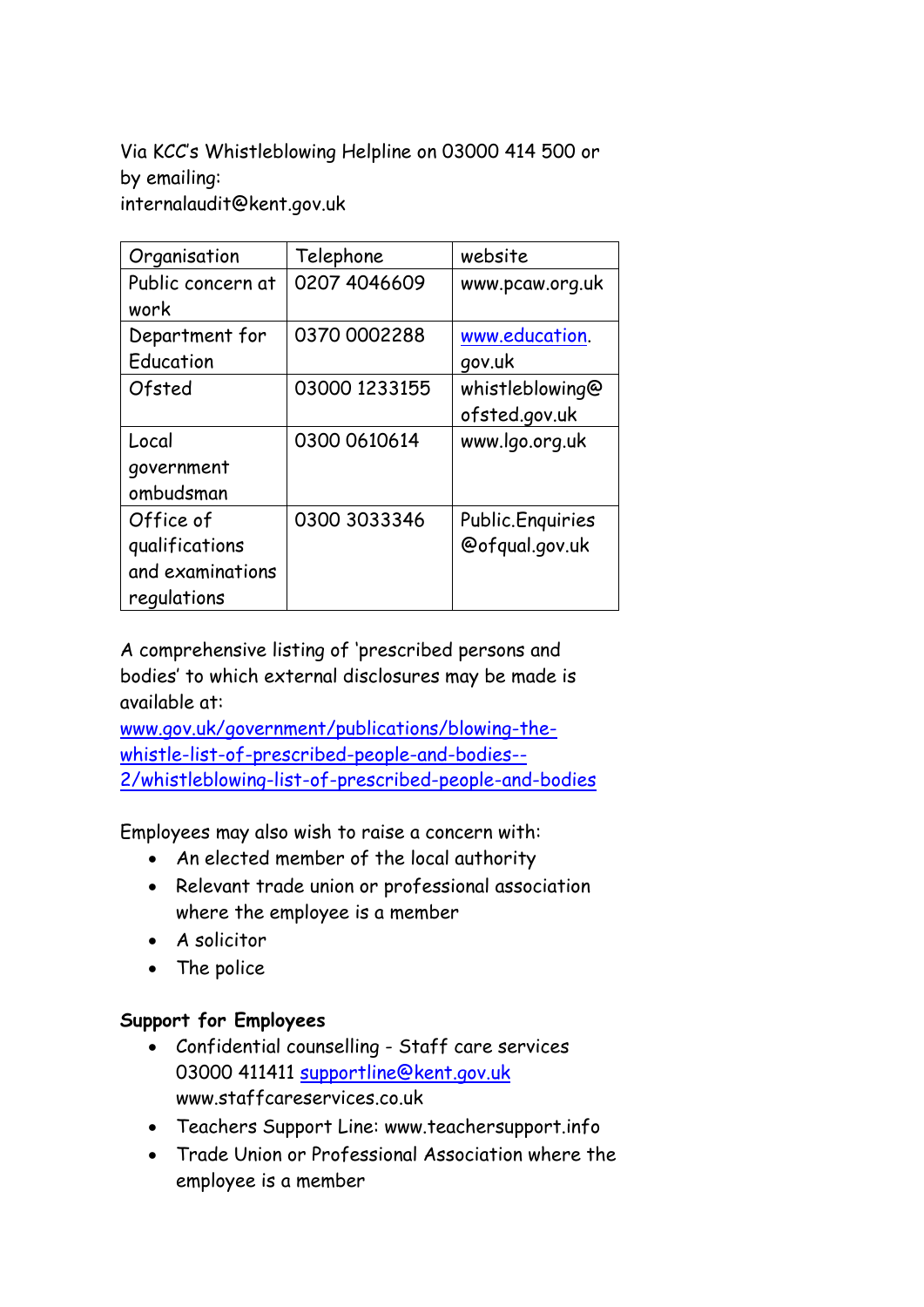Via KCC's Whistleblowing Helpline on 03000 414 500 or by emailing:
internalaudit@kent.gov.uk

| Organisation | Telephone | website |
|---|---|---|
| Public concern at work | 0207 4046609 | www.pcaw.org.uk |
| Department for Education | 0370 0002288 | www.education.gov.uk |
| Ofsted | 03000 1233155 | whistleblowing@ofsted.gov.uk |
| Local government ombudsman | 0300 0610614 | www.lgo.org.uk |
| Office of qualifications and examinations regulations | 0300 3033346 | Public.Enquiries@ofqual.gov.uk |

A comprehensive listing of 'prescribed persons and bodies' to which external disclosures may be made is available at:
www.gov.uk/government/publications/blowing-the-whistle-list-of-prescribed-people-and-bodies--2/whistleblowing-list-of-prescribed-people-and-bodies

Employees may also wish to raise a concern with:

- An elected member of the local authority
- Relevant trade union or professional association where the employee is a member
- A solicitor
- The police

**Support for Employees**

- Confidential counselling - Staff care services 03000 411411 supportline@kent.gov.uk www.staffcareservices.co.uk
- Teachers Support Line: www.teachersupport.info
- Trade Union or Professional Association where the employee is a member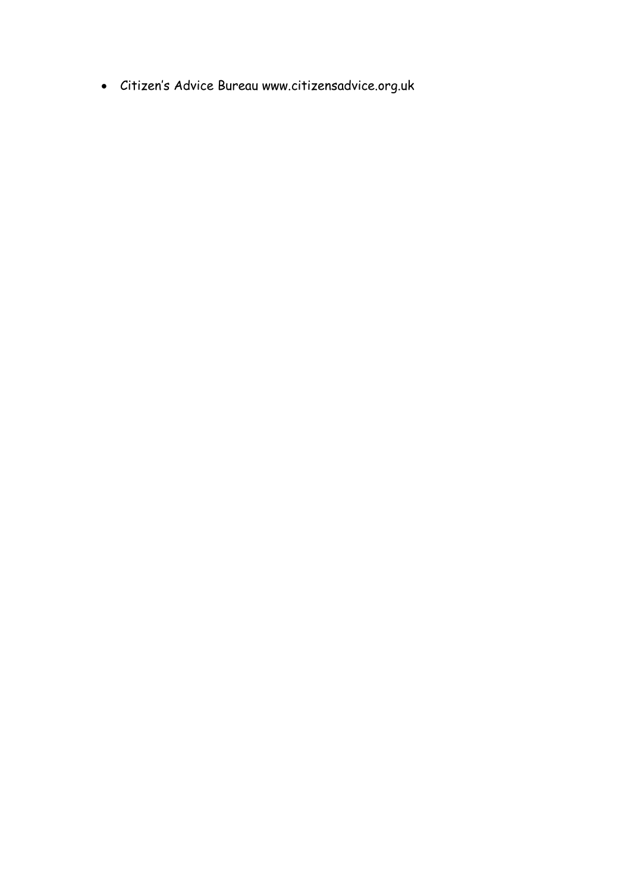- Citizen’s Advice Bureau www.citizensadvice.org.uk